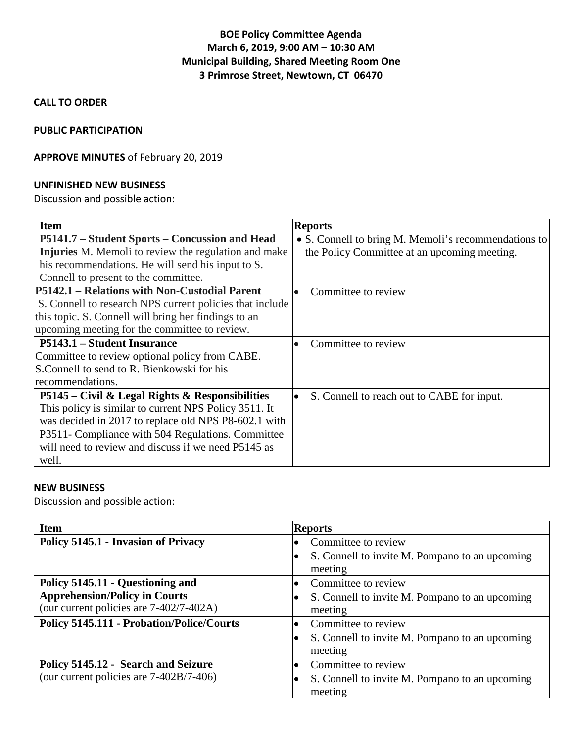# BOE Policy Committee Agenda
## March 6, 2019, 9:00 AM – 10:30 AM
## Municipal Building, Shared Meeting Room One
## 3 Primrose Street, Newtown, CT 06470

**CALL TO ORDER**

**PUBLIC PARTICIPATION**

**APPROVE MINUTES** of February 20, 2019

**UNFINISHED NEW BUSINESS**

Discussion and possible action:

| Item | Reports |
| --- | --- |
| **P5141.7 – Student Sports – Concussion and Head Injuries** M. Memoli to review the regulation and make his recommendations. He will send his input to S. Connell to present to the committee. | • S. Connell to bring M. Memoli's recommendations to the Policy Committee at an upcoming meeting. |
| **P5142.1 – Relations with Non-Custodial Parent** S. Connell to research NPS current policies that include this topic. S. Connell will bring her findings to an upcoming meeting for the committee to review. | • Committee to review |
| **P5143.1 – Student Insurance** Committee to review optional policy from CABE. S.Connell to send to R. Bienkowski for his recommendations. | • Committee to review |
| **P5145 – Civil & Legal Rights & Responsibilities** This policy is similar to current NPS Policy 3511. It was decided in 2017 to replace old NPS P8-602.1 with P3511- Compliance with 504 Regulations. Committee will need to review and discuss if we need P5145 as well. | • S. Connell to reach out to CABE for input. |

**NEW BUSINESS**

Discussion and possible action:

| Item | Reports |
| --- | --- |
| **Policy 5145.1 - Invasion of Privacy** | • Committee to review<br>• S. Connell to invite M. Pompano to an upcoming meeting |
| **Policy 5145.11 - Questioning and Apprehension/Policy in Courts** (our current policies are 7-402/7-402A) | • Committee to review<br>• S. Connell to invite M. Pompano to an upcoming meeting |
| **Policy 5145.111 - Probation/Police/Courts** | • Committee to review<br>• S. Connell to invite M. Pompano to an upcoming meeting |
| **Policy 5145.12 - Search and Seizure** (our current policies are 7-402B/7-406) | • Committee to review<br>• S. Connell to invite M. Pompano to an upcoming meeting |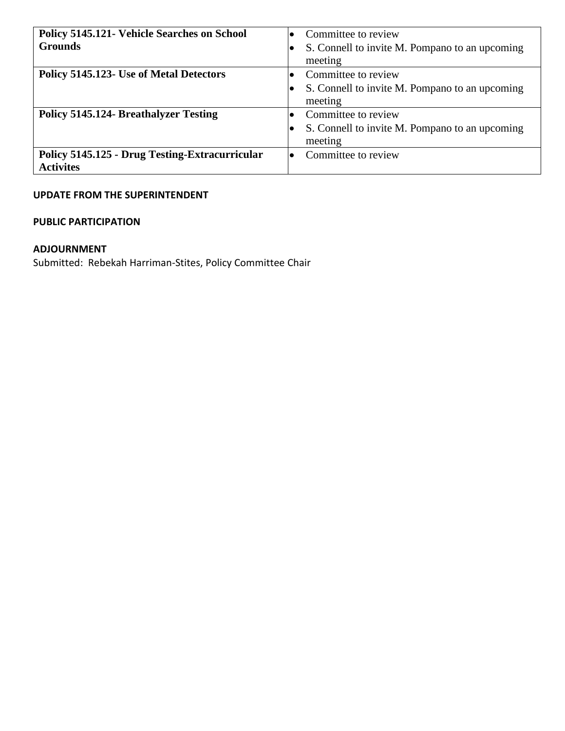| | |
|---|---|
| **Policy 5145.121- Vehicle Searches on School Grounds** | • Committee to review<br>• S. Connell to invite M. Pompano to an upcoming meeting |
| **Policy 5145.123- Use of Metal Detectors** | • Committee to review<br>• S. Connell to invite M. Pompano to an upcoming meeting |
| **Policy 5145.124- Breathalyzer Testing** | • Committee to review<br>• S. Connell to invite M. Pompano to an upcoming meeting |
| **Policy 5145.125 - Drug Testing-Extracurricular Activites** | • Committee to review |

**UPDATE FROM THE SUPERINTENDENT**

**PUBLIC PARTICIPATION**

**ADJOURNMENT**

Submitted: Rebekah Harriman-Stites, Policy Committee Chair